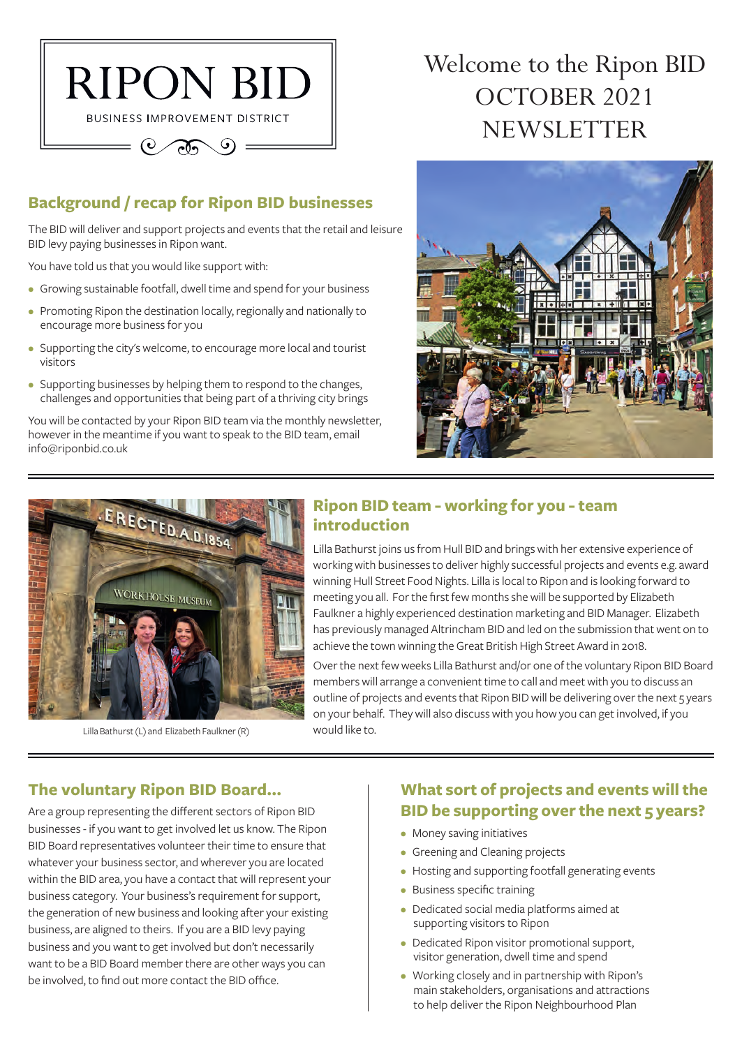# RIPON BID

BUSINESS IMPROVEMENT DISTRICT

# Welcome to the Ripon BID OCTOBER 2021 NEWSLETTER

## Background / recap for Ripon BID businesses

The BID will deliver and support projects and events that the retail and leisure BID levy paying businesses in Ripon want.

You have told us that you would like support with:

- Growing sustainable footfall, dwell time and spend for your business
- Promoting Ripon the destination locally, regionally and nationally to encourage more business for you
- Supporting the city's welcome, to encourage more local and tourist visitors
- Supporting businesses by helping them to respond to the changes, challenges and opportunities that being part of a thriving city brings

You will be contacted by your Ripon BID team via the monthly newsletter, however in the meantime if you want to speak to the BID team, email info@riponbid.co.uk

Lilla Bathurst (L) and Elizabeth Faulkner (R)

## Ripon BID team - working for you - team introduction

Lilla Bathurst joins us from Hull BID and brings with her extensive experience of working with businesses to deliver highly successful projects and events e.g. award winning Hull Street Food Nights. Lilla is local to Ripon and is looking forward to meeting you all. For the first few months she will be supported by Elizabeth Faulkner a highly experienced destination marketing and BID Manager. Elizabeth has previously managed Altrincham BID and led on the submission that went on to achieve the town winning the Great British High Street Award in 2018.

Over the next few weeks Lilla Bathurst and/or one of the voluntary Ripon BID Board members will arrange a convenient time to call and meet with you to discuss an outline of projects and events that Ripon BID will be delivering over the next 5 years on your behalf. They will also discuss with you how you can get involved, if you would like to.

## The voluntary Ripon BID Board...

Are a group representing the different sectors of Ripon BID businesses - if you want to get involved let us know. The Ripon BID Board representatives volunteer their time to ensure that whatever your business sector, and wherever you are located within the BID area, you have a contact that will represent your business category. Your business's requirement for support, the generation of new business and looking after your existing business, are aligned to theirs. If you are a BID levy paying business and you want to get involved but don't necessarily want to be a BID Board member there are other ways you can be involved, to find out more contact the BID office.

## What sort of projects and events will the BID be supporting over the next 5 years?

- Money saving initiatives
- Greening and Cleaning projects
- Hosting and supporting footfall generating events
- Business specific training
- Dedicated social media platforms aimed at supporting visitors to Ripon
- Dedicated Ripon visitor promotional support, visitor generation, dwell time and spend
- Working closely and in partnership with Ripon's main stakeholders, organisations and attractions to help deliver the Ripon Neighbourhood Plan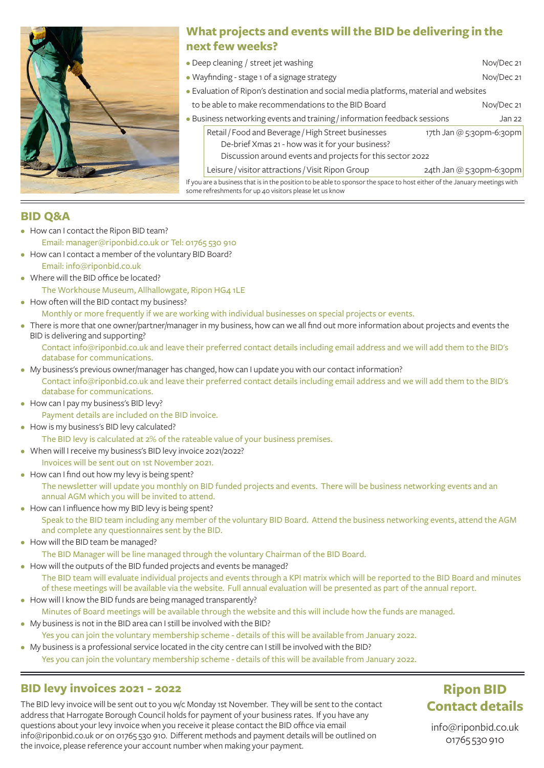## What projects and events will the BID be delivering in the next few weeks?

- Deep cleaning / street jet washing — Nov/Dec 21
- Wayfinding - stage 1 of a signage strategy — Nov/Dec 21
- Evaluation of Ripon's destination and social media platforms, material and websites to be able to make recommendations to the BID Board — Nov/Dec 21
- Business networking events and training / information feedback sessions — Jan 22

| | |
|---|---|
| Retail / Food and Beverage / High Street businesses<br>De-brief Xmas 21 - how was it for your business?<br>Discussion around events and projects for this sector 2022 | 17th Jan @ 5:30pm-6:30pm |
| Leisure / visitor attractions / Visit Ripon Group | 24th Jan @ 5:30pm-6:30pm |

If you are a business that is in the position to be able to sponsor the space to host either of the January meetings with some refreshments for up 40 visitors please let us know

## BID Q&A

- How can I contact the Ripon BID team?
  Email: manager@riponbid.co.uk or Tel: 01765 530 910
- How can I contact a member of the voluntary BID Board?
  Email: info@riponbid.co.uk
- Where will the BID office be located?
  The Workhouse Museum, Allhallowgate, Ripon HG4 1LE
- How often will the BID contact my business?
  Monthly or more frequently if we are working with individual businesses on special projects or events.
- There is more that one owner/partner/manager in my business, how can we all find out more information about projects and events the BID is delivering and supporting?
  Contact info@riponbid.co.uk and leave their preferred contact details including email address and we will add them to the BID's database for communications.
- My business's previous owner/manager has changed, how can I update you with our contact information?
  Contact info@riponbid.co.uk and leave their preferred contact details including email address and we will add them to the BID's database for communications.
- How can I pay my business's BID levy?
  Payment details are included on the BID invoice.
- How is my business's BID levy calculated?
  The BID levy is calculated at 2% of the rateable value of your business premises.
- When will I receive my business's BID levy invoice 2021/2022?
  Invoices will be sent out on 1st November 2021.
- How can I find out how my levy is being spent?
  The newsletter will update you monthly on BID funded projects and events. There will be business networking events and an annual AGM which you will be invited to attend.
- How can I influence how my BID levy is being spent?
  Speak to the BID team including any member of the voluntary BID Board. Attend the business networking events, attend the AGM and complete any questionnaires sent by the BID.
- How will the BID team be managed?
  The BID Manager will be line managed through the voluntary Chairman of the BID Board.
- How will the outputs of the BID funded projects and events be managed?
  The BID team will evaluate individual projects and events through a KPI matrix which will be reported to the BID Board and minutes of these meetings will be available via the website. Full annual evaluation will be presented as part of the annual report.
- How will I know the BID funds are being managed transparently?
  Minutes of Board meetings will be available through the website and this will include how the funds are managed.
- My business is not in the BID area can I still be involved with the BID?
  Yes you can join the voluntary membership scheme - details of this will be available from January 2022.
- My business is a professional service located in the city centre can I still be involved with the BID?
  Yes you can join the voluntary membership scheme - details of this will be available from January 2022.

## BID levy invoices 2021 - 2022

The BID levy invoice will be sent out to you w/c Monday 1st November. They will be sent to the contact address that Harrogate Borough Council holds for payment of your business rates. If you have any questions about your levy invoice when you receive it please contact the BID office via email info@riponbid.co.uk or on 01765 530 910. Different methods and payment details will be outlined on the invoice, please reference your account number when making your payment.

## Ripon BID Contact details

info@riponbid.co.uk
01765 530 910